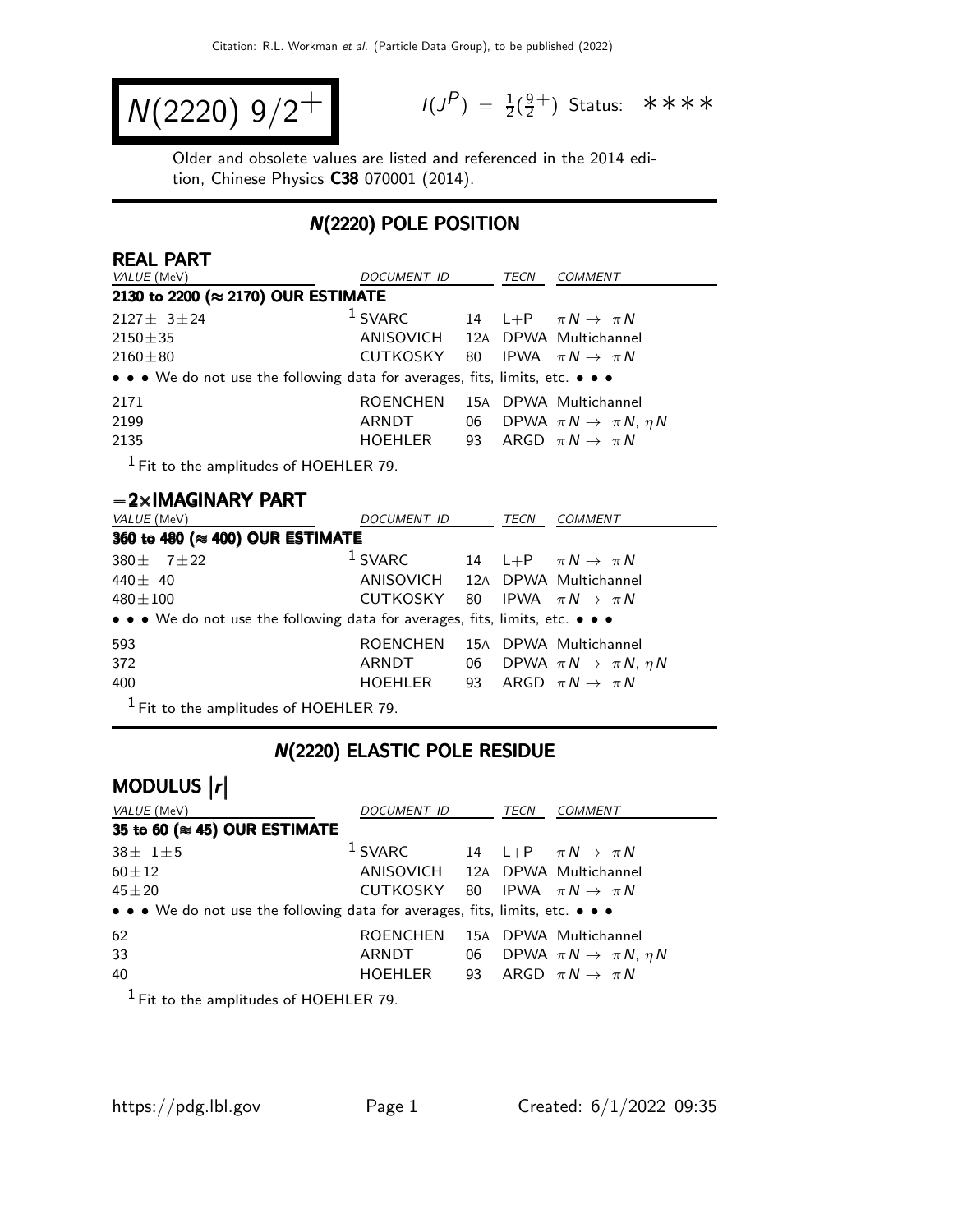# $N(2220)\ 9/2^+$

$I(J^P) = \frac{1}{2}(\frac{9}{2}^+)$ Status: ∗∗∗∗

Older and obsolete values are listed and referenced in the 2014 edition, Chinese Physics **C38** 070001 (2014).

## N(2220) POLE POSITION

### REAL PART

| VALUE (MeV) | DOCUMENT ID | | TECN | COMMENT |
|---|---|---|---|---|
| **2130 to 2200 (≈ 2170) OUR ESTIMATE** | | | | |
| $2127 \pm 3 \pm 24$ | [1] SVARC | 14 | L+P | $\pi N \to \pi N$ |
| $2150 \pm 35$ | ANISOVICH | 12A | DPWA | Multichannel |
| $2160 \pm 80$ | CUTKOSKY | 80 | IPWA | $\pi N \to \pi N$ |
| • • • We do not use the following data for averages, fits, limits, etc. • • • | | | | |
| 2171 | ROENCHEN | 15A | DPWA | Multichannel |
| 2199 | ARNDT | 06 | DPWA | $\pi N \to \pi N$, $\eta N$ |
| 2135 | HOEHLER | 93 | ARGD | $\pi N \to \pi N$ |

[1] Fit to the amplitudes of HOEHLER 79.

### −2×IMAGINARY PART

| VALUE (MeV) | DOCUMENT ID | | TECN | COMMENT |
|---|---|---|---|---|
| **360 to 480 (≈ 400) OUR ESTIMATE** | | | | |
| $380 \pm 7 \pm 22$ | [1] SVARC | 14 | L+P | $\pi N \to \pi N$ |
| $440 \pm 40$ | ANISOVICH | 12A | DPWA | Multichannel |
| $480 \pm 100$ | CUTKOSKY | 80 | IPWA | $\pi N \to \pi N$ |
| • • • We do not use the following data for averages, fits, limits, etc. • • • | | | | |
| 593 | ROENCHEN | 15A | DPWA | Multichannel |
| 372 | ARNDT | 06 | DPWA | $\pi N \to \pi N$, $\eta N$ |
| 400 | HOEHLER | 93 | ARGD | $\pi N \to \pi N$ |

[1] Fit to the amplitudes of HOEHLER 79.

## N(2220) ELASTIC POLE RESIDUE

### MODULUS $|r|$

| VALUE (MeV) | DOCUMENT ID | | TECN | COMMENT |
|---|---|---|---|---|
| **35 to 60 (≈ 45) OUR ESTIMATE** | | | | |
| $38 \pm 1 \pm 5$ | [1] SVARC | 14 | L+P | $\pi N \to \pi N$ |
| $60 \pm 12$ | ANISOVICH | 12A | DPWA | Multichannel |
| $45 \pm 20$ | CUTKOSKY | 80 | IPWA | $\pi N \to \pi N$ |
| • • • We do not use the following data for averages, fits, limits, etc. • • • | | | | |
| 62 | ROENCHEN | 15A | DPWA | Multichannel |
| 33 | ARNDT | 06 | DPWA | $\pi N \to \pi N$, $\eta N$ |
| 40 | HOEHLER | 93 | ARGD | $\pi N \to \pi N$ |

[1] Fit to the amplitudes of HOEHLER 79.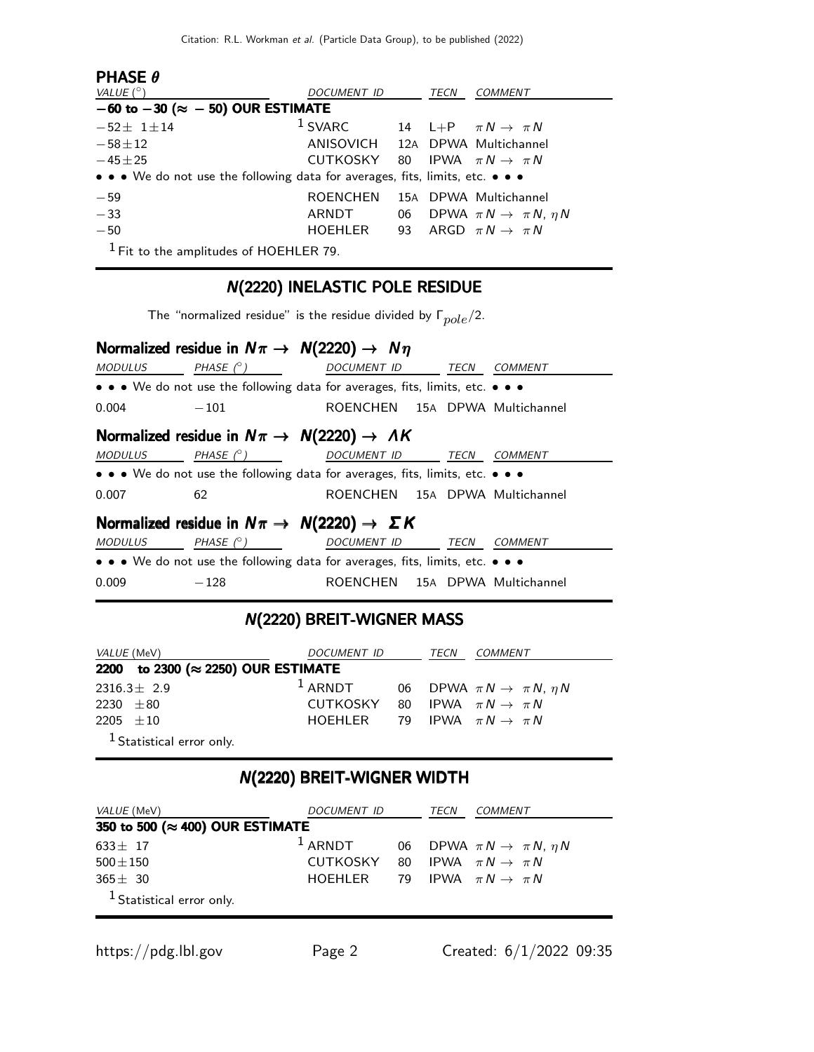### PHASE $\theta$

| VALUE (°) | DOCUMENT ID | | TECN | COMMENT |
|---|---|---|---|---|
| **−60 to −30 (≈ −50) OUR ESTIMATE** | | | | |
| $-52\pm 1\pm 14$ | [1] SVARC | 14 | L+P | $\pi N \to \pi N$ |
| $-58\pm 12$ | ANISOVICH | 12A | DPWA | Multichannel |
| $-45\pm 25$ | CUTKOSKY | 80 | IPWA | $\pi N \to \pi N$ |
| • • • We do not use the following data for averages, fits, limits, etc. • • • | | | | |
| $-59$ | ROENCHEN | 15A | DPWA | Multichannel |
| $-33$ | ARNDT | 06 | DPWA | $\pi N \to \pi N$, $\eta N$ |
| $-50$ | HOEHLER | 93 | ARGD | $\pi N \to \pi N$ |

[1] Fit to the amplitudes of HOEHLER 79.

## $N(2220)$ INELASTIC POLE RESIDUE

The "normalized residue" is the residue divided by $\Gamma_{pole}/2$.

### Normalized residue in $N\pi \to N(2220) \to N\eta$

| MODULUS | PHASE (°) | DOCUMENT ID | | TECN | COMMENT |
|---|---|---|---|---|---|
| • • • We do not use the following data for averages, fits, limits, etc. • • • | | | | | |
| 0.004 | −101 | ROENCHEN | 15A | DPWA | Multichannel |

### Normalized residue in $N\pi \to N(2220) \to \Lambda K$

| MODULUS | PHASE (°) | DOCUMENT ID | | TECN | COMMENT |
|---|---|---|---|---|---|
| • • • We do not use the following data for averages, fits, limits, etc. • • • | | | | | |
| 0.007 | 62 | ROENCHEN | 15A | DPWA | Multichannel |

### Normalized residue in $N\pi \to N(2220) \to \Sigma K$

| MODULUS | PHASE (°) | DOCUMENT ID | | TECN | COMMENT |
|---|---|---|---|---|---|
| • • • We do not use the following data for averages, fits, limits, etc. • • • | | | | | |
| 0.009 | −128 | ROENCHEN | 15A | DPWA | Multichannel |

## $N(2220)$ BREIT-WIGNER MASS

| VALUE (MeV) | DOCUMENT ID | | TECN | COMMENT |
|---|---|---|---|---|
| **2200 to 2300 (≈ 2250) OUR ESTIMATE** | | | | |
| $2316.3\pm 2.9$ | [1] ARNDT | 06 | DPWA | $\pi N \to \pi N$, $\eta N$ |
| $2230 \pm 80$ | CUTKOSKY | 80 | IPWA | $\pi N \to \pi N$ |
| $2205 \pm 10$ | HOEHLER | 79 | IPWA | $\pi N \to \pi N$ |

[1] Statistical error only.

## $N(2220)$ BREIT-WIGNER WIDTH

| VALUE (MeV) | DOCUMENT ID | | TECN | COMMENT |
|---|---|---|---|---|
| **350 to 500 (≈ 400) OUR ESTIMATE** | | | | |
| $633\pm 17$ | [1] ARNDT | 06 | DPWA | $\pi N \to \pi N$, $\eta N$ |
| $500\pm 150$ | CUTKOSKY | 80 | IPWA | $\pi N \to \pi N$ |
| $365\pm 30$ | HOEHLER | 79 | IPWA | $\pi N \to \pi N$ |

[1] Statistical error only.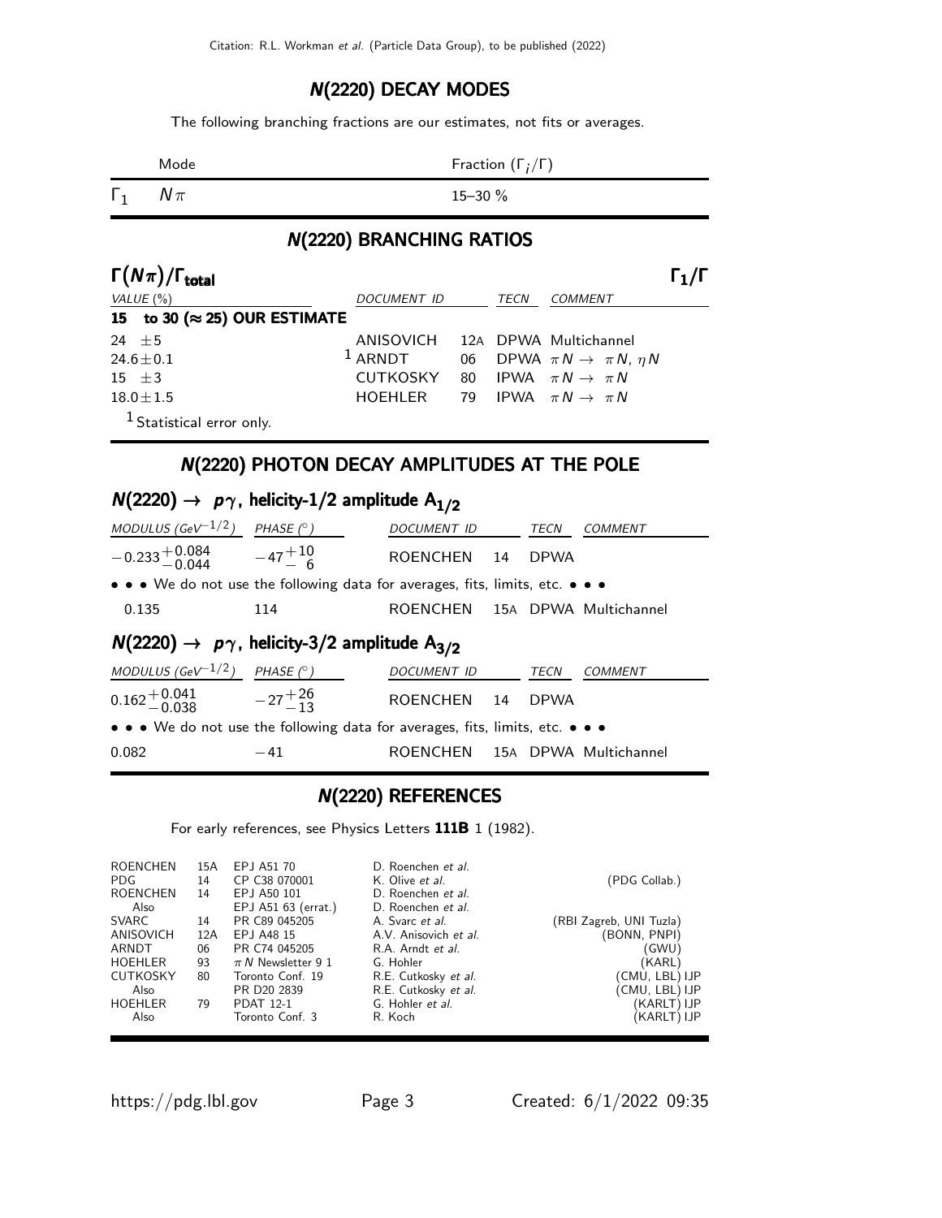## N(2220) DECAY MODES

The following branching fractions are our estimates, not fits or averages.

| | Mode | Fraction ($\Gamma_i/\Gamma$) |
|---|---|---|
| $\Gamma_1$ | $N\pi$ | 15–30 % |

## N(2220) BRANCHING RATIOS

### $\Gamma(N\pi)/\Gamma_{\text{total}}$ — $\Gamma_1/\Gamma$

| VALUE (%) | DOCUMENT ID | | TECN | COMMENT |
|---|---|---|---|---|
| **15 to 30 (≈ 25) OUR ESTIMATE** | | | | |
| 24 ±5 | ANISOVICH | 12A | DPWA | Multichannel |
| 24.6±0.1 | [1] ARNDT | 06 | DPWA | $\pi N \to \pi N, \eta N$ |
| 15 ±3 | CUTKOSKY | 80 | IPWA | $\pi N \to \pi N$ |
| 18.0±1.5 | HOEHLER | 79 | IPWA | $\pi N \to \pi N$ |

[1] Statistical error only.

## N(2220) PHOTON DECAY AMPLITUDES AT THE POLE

### $N(2220) \to p\gamma$, helicity-1/2 amplitude $A_{1/2}$

| MODULUS (GeV$^{-1/2}$) | PHASE (°) | DOCUMENT ID | | TECN | COMMENT |
|---|---|---|---|---|---|
| $-0.233^{+0.084}_{-0.044}$ | $-47^{+10}_{-6}$ | ROENCHEN | 14 | DPWA | |
| • • • We do not use the following data for averages, fits, limits, etc. • • • | | | | | |
| 0.135 | 114 | ROENCHEN | 15A | DPWA | Multichannel |

### $N(2220) \to p\gamma$, helicity-3/2 amplitude $A_{3/2}$

| MODULUS (GeV$^{-1/2}$) | PHASE (°) | DOCUMENT ID | | TECN | COMMENT |
|---|---|---|---|---|---|
| $0.162^{+0.041}_{-0.038}$ | $-27^{+26}_{-13}$ | ROENCHEN | 14 | DPWA | |
| • • • We do not use the following data for averages, fits, limits, etc. • • • | | | | | |
| 0.082 | −41 | ROENCHEN | 15A | DPWA | Multichannel |

## N(2220) REFERENCES

For early references, see Physics Letters **111B** 1 (1982).

| | | | | |
|---|---|---|---|---|
| ROENCHEN | 15A | EPJ A51 70 | D. Roenchen *et al.* | |
| PDG | 14 | CP C38 070001 | K. Olive *et al.* | (PDG Collab.) |
| ROENCHEN | 14 | EPJ A50 101 | D. Roenchen *et al.* | |
| Also | | EPJ A51 63 (errat.) | D. Roenchen *et al.* | |
| SVARC | 14 | PR C89 045205 | A. Svarc *et al.* | (RBI Zagreb, UNI Tuzla) |
| ANISOVICH | 12A | EPJ A48 15 | A.V. Anisovich *et al.* | (BONN, PNPI) |
| ARNDT | 06 | PR C74 045205 | R.A. Arndt *et al.* | (GWU) |
| HOEHLER | 93 | $\pi N$ Newsletter 9 1 | G. Hohler | (KARL) |
| CUTKOSKY | 80 | Toronto Conf. 19 | R.E. Cutkosky *et al.* | (CMU, LBL) IJP |
| Also | | PR D20 2839 | R.E. Cutkosky *et al.* | (CMU, LBL) IJP |
| HOEHLER | 79 | PDAT 12-1 | G. Hohler *et al.* | (KARLT) IJP |
| Also | | Toronto Conf. 3 | R. Koch | (KARLT) IJP |